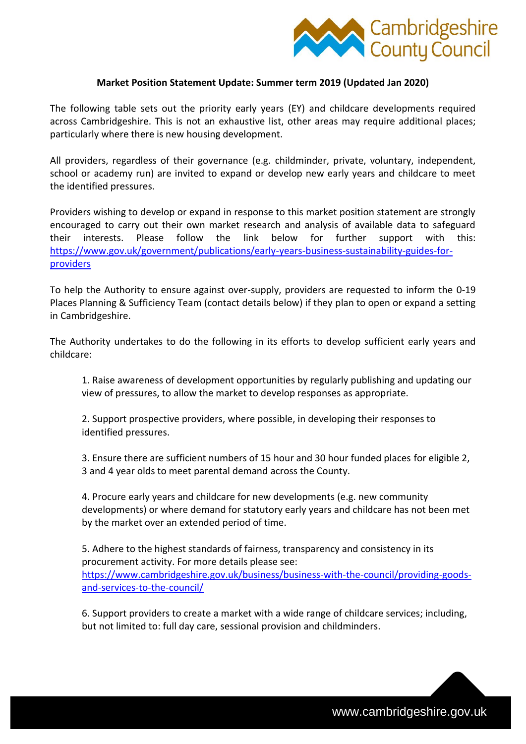**Market Position Statement Update: Summer term 2019 (Updated Jan 2020)**

The following table sets out the priority early years (EY) and childcare developments required across Cambridgeshire. This is not an exhaustive list, other areas may require additional places; particularly where there is new housing development.

All providers, regardless of their governance (e.g. childminder, private, voluntary, independent, school or academy run) are invited to expand or develop new early years and childcare to meet the identified pressures.

Providers wishing to develop or expand in response to this market position statement are strongly encouraged to carry out their own market research and analysis of available data to safeguard their interests. Please follow the link below for further support with this: [https://www.gov.uk/government/publications/early-years-business-sustainability-guides-for-providers](https://www.gov.uk/government/publications/early-years-business-sustainability-guides-for-providers)

To help the Authority to ensure against over-supply, providers are requested to inform the 0-19 Places Planning & Sufficiency Team (contact details below) if they plan to open or expand a setting in Cambridgeshire.

The Authority undertakes to do the following in its efforts to develop sufficient early years and childcare:

1. Raise awareness of development opportunities by regularly publishing and updating our view of pressures, to allow the market to develop responses as appropriate.

2. Support prospective providers, where possible, in developing their responses to identified pressures.

3. Ensure there are sufficient numbers of 15 hour and 30 hour funded places for eligible 2, 3 and 4 year olds to meet parental demand across the County.

4. Procure early years and childcare for new developments (e.g. new community developments) or where demand for statutory early years and childcare has not been met by the market over an extended period of time.

5. Adhere to the highest standards of fairness, transparency and consistency in its procurement activity. For more details please see: [https://www.cambridgeshire.gov.uk/business/business-with-the-council/providing-goods-and-services-to-the-council/](https://www.cambridgeshire.gov.uk/business/business-with-the-council/providing-goods-and-services-to-the-council/)

6. Support providers to create a market with a wide range of childcare services; including, but not limited to: full day care, sessional provision and childminders.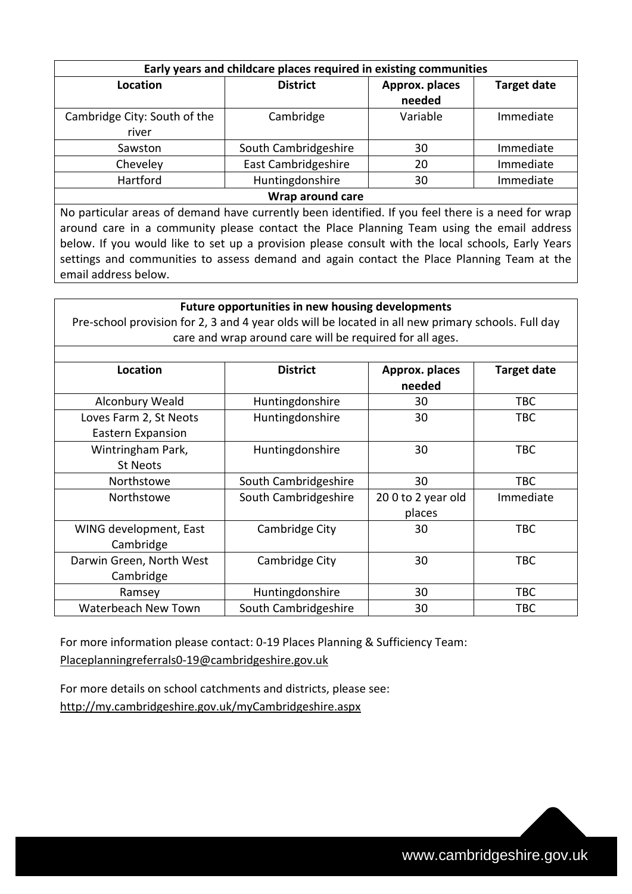| Early years and childcare places required in existing communities | | | |
|---|---|---|---|
| **Location** | **District** | **Approx. places needed** | **Target date** |
| Cambridge City: South of the river | Cambridge | Variable | Immediate |
| Sawston | South Cambridgeshire | 30 | Immediate |
| Cheveley | East Cambridgeshire | 20 | Immediate |
| Hartford | Huntingdonshire | 30 | Immediate |

**Wrap around care**

No particular areas of demand have currently been identified. If you feel there is a need for wrap around care in a community please contact the Place Planning Team using the email address below. If you would like to set up a provision please consult with the local schools, Early Years settings and communities to assess demand and again contact the Place Planning Team at the email address below.

**Future opportunities in new housing developments**

Pre-school provision for 2, 3 and 4 year olds will be located in all new primary schools. Full day care and wrap around care will be required for all ages.

| Location | District | Approx. places needed | Target date |
|---|---|---|---|
| Alconbury Weald | Huntingdonshire | 30 | TBC |
| Loves Farm 2, St Neots Eastern Expansion | Huntingdonshire | 30 | TBC |
| Wintringham Park, St Neots | Huntingdonshire | 30 | TBC |
| Northstowe | South Cambridgeshire | 30 | TBC |
| Northstowe | South Cambridgeshire | 20 0 to 2 year old places | Immediate |
| WING development, East Cambridge | Cambridge City | 30 | TBC |
| Darwin Green, North West Cambridge | Cambridge City | 30 | TBC |
| Ramsey | Huntingdonshire | 30 | TBC |
| Waterbeach New Town | South Cambridgeshire | 30 | TBC |

For more information please contact: 0-19 Places Planning & Sufficiency Team: Placeplanningreferrals0-19@cambridgeshire.gov.uk

For more details on school catchments and districts, please see: http://my.cambridgeshire.gov.uk/myCambridgeshire.aspx

www.cambridgeshire.gov.uk